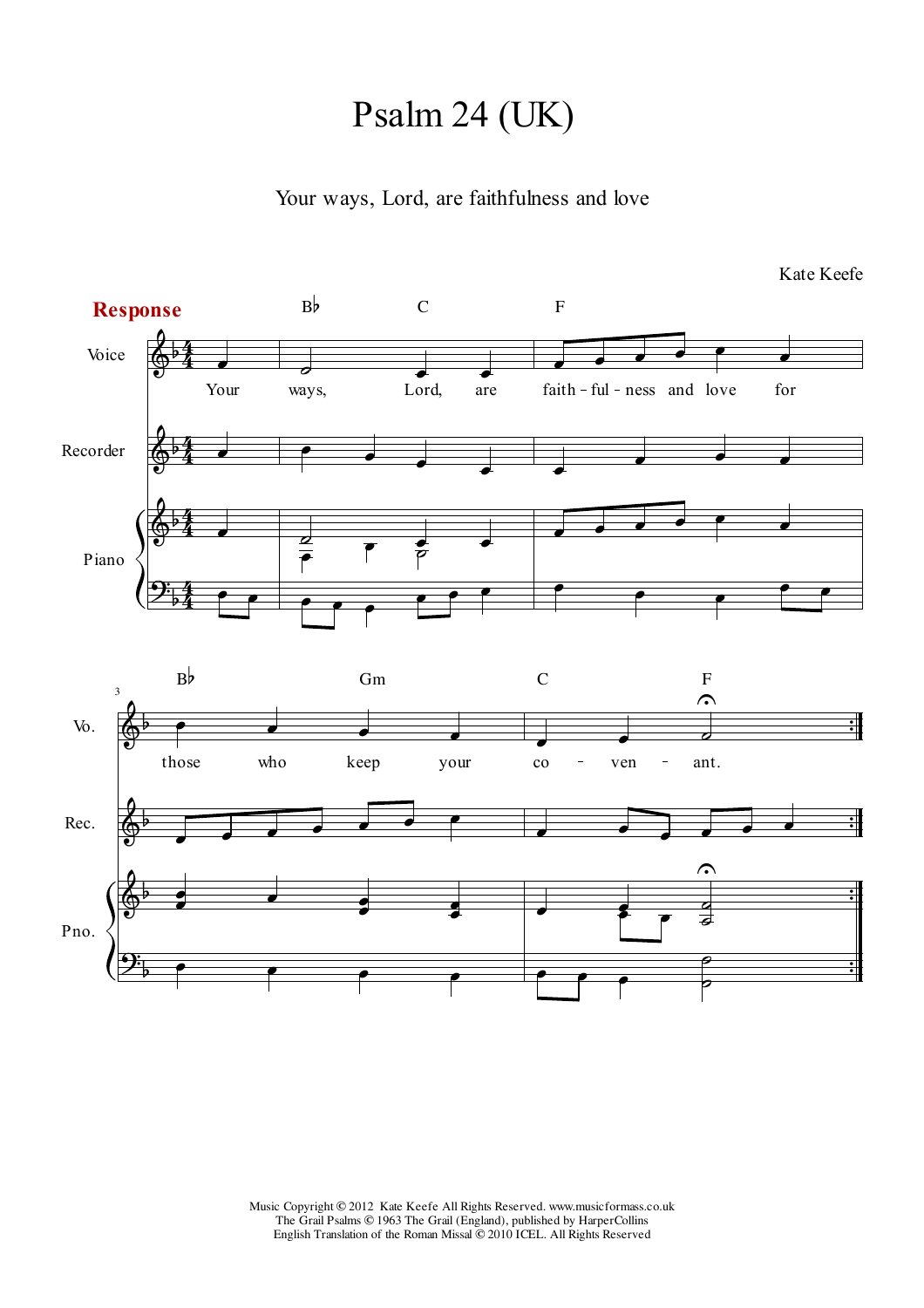# Psalm 24 (UK)

Your ways, Lord, are faithfulness and love

Kate Keefe

**Response**

Your ways, Lord, are faith-ful-ness and love for those who keep your co-ven-ant.

Music Copyright © 2012 Kate Keefe All Rights Reserved. www.musicformass.co.uk
The Grail Psalms © 1963 The Grail (England), published by HarperCollins
English Translation of the Roman Missal © 2010 ICEL. All Rights Reserved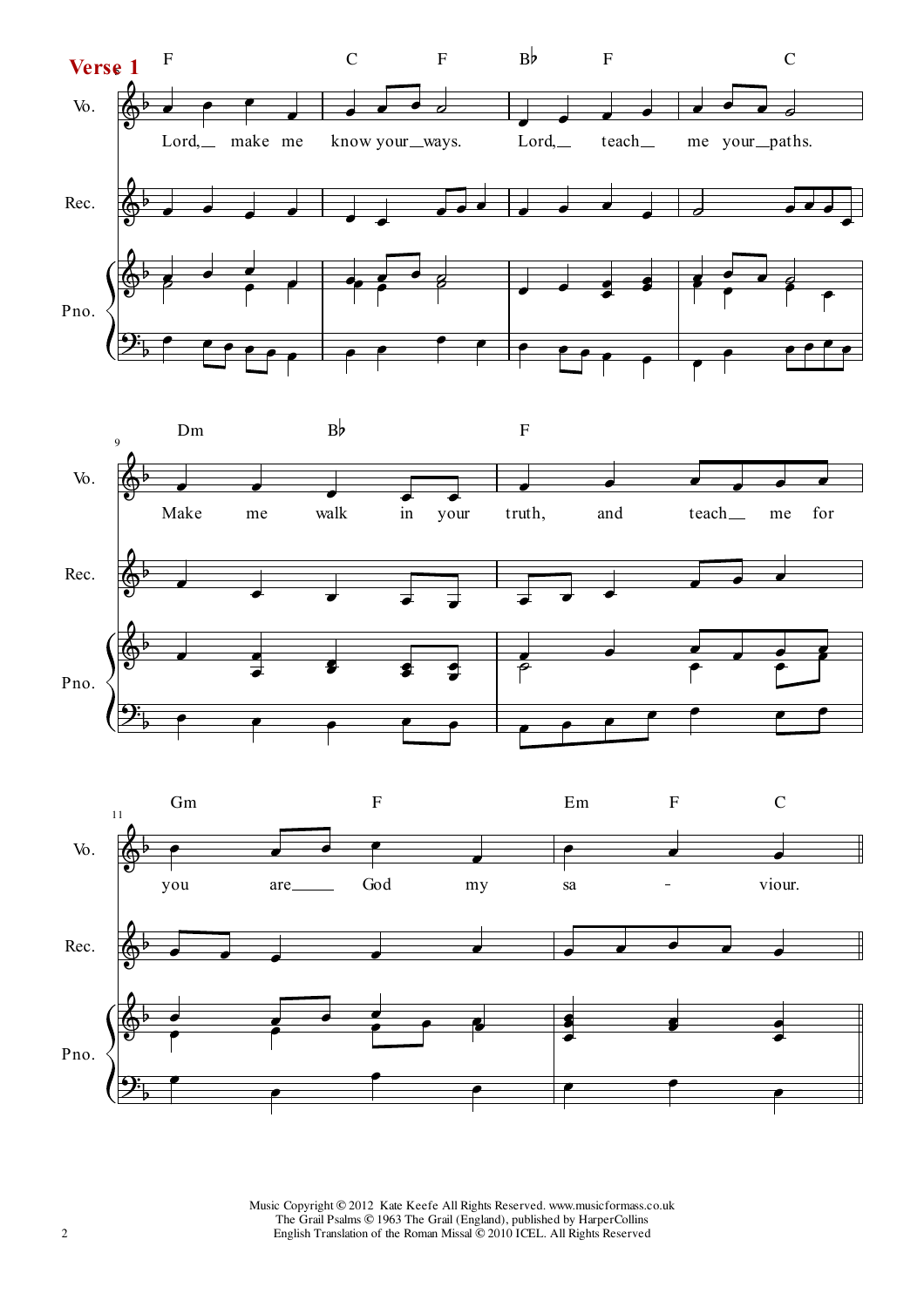**Verse 1**

Vo. / Rec. / Pno.

F C F B♭ F C

Lord, make me know your ways. Lord, teach me your paths.

Dm B♭ F

Make me walk in your truth, and teach me for

Gm F Em F C

you are God my sa - viour.

Music Copyright © 2012 Kate Keefe All Rights Reserved. www.musicformass.co.uk
The Grail Psalms © 1963 The Grail (England), published by HarperCollins
English Translation of the Roman Missal © 2010 ICEL. All Rights Reserved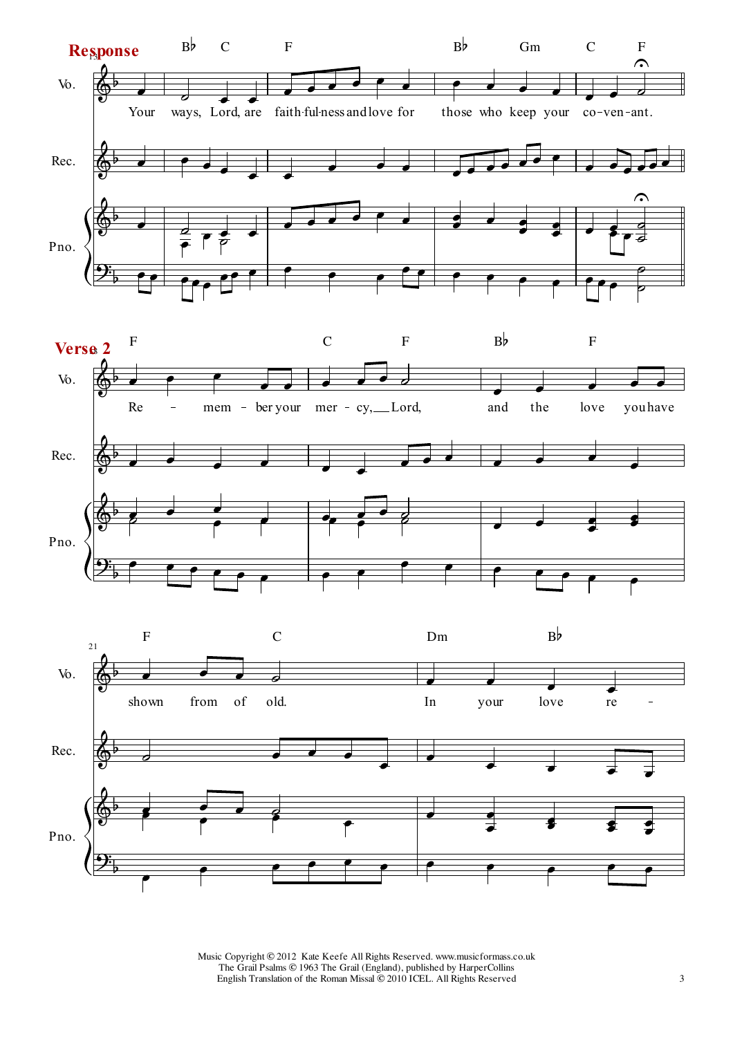**Response**

Vo. / Rec. / Pno.

B♭ C F B♭ Gm C F

Your ways, Lord, are faith-ful-ness and love for those who keep your co-ven-ant.

**Verse 2**

F C F B♭ F

Re – mem – ber your mer – cy, Lord, and the love you have

F C Dm B♭

shown from of old. In your love re –

Music Copyright © 2012 Kate Keefe All Rights Reserved. www.musicformass.co.uk
The Grail Psalms © 1963 The Grail (England), published by HarperCollins
English Translation of the Roman Missal © 2010 ICEL. All Rights Reserved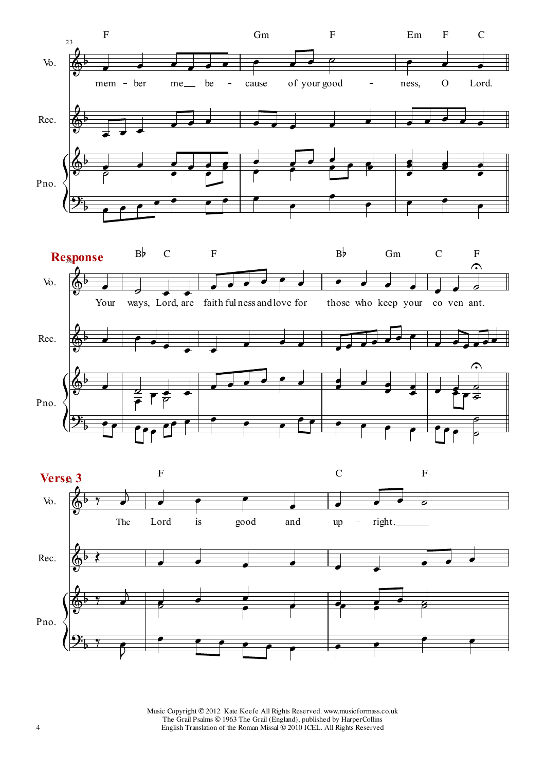**Response**

Your ways, Lord, are faith-ful-ness and love for those who keep your co-ven-ant.

**Verse 3**

The Lord is good and up - right.

Music Copyright © 2012 Kate Keefe All Rights Reserved. www.musicformass.co.uk
The Grail Psalms © 1963 The Grail (England), published by HarperCollins
English Translation of the Roman Missal © 2010 ICEL. All Rights Reserved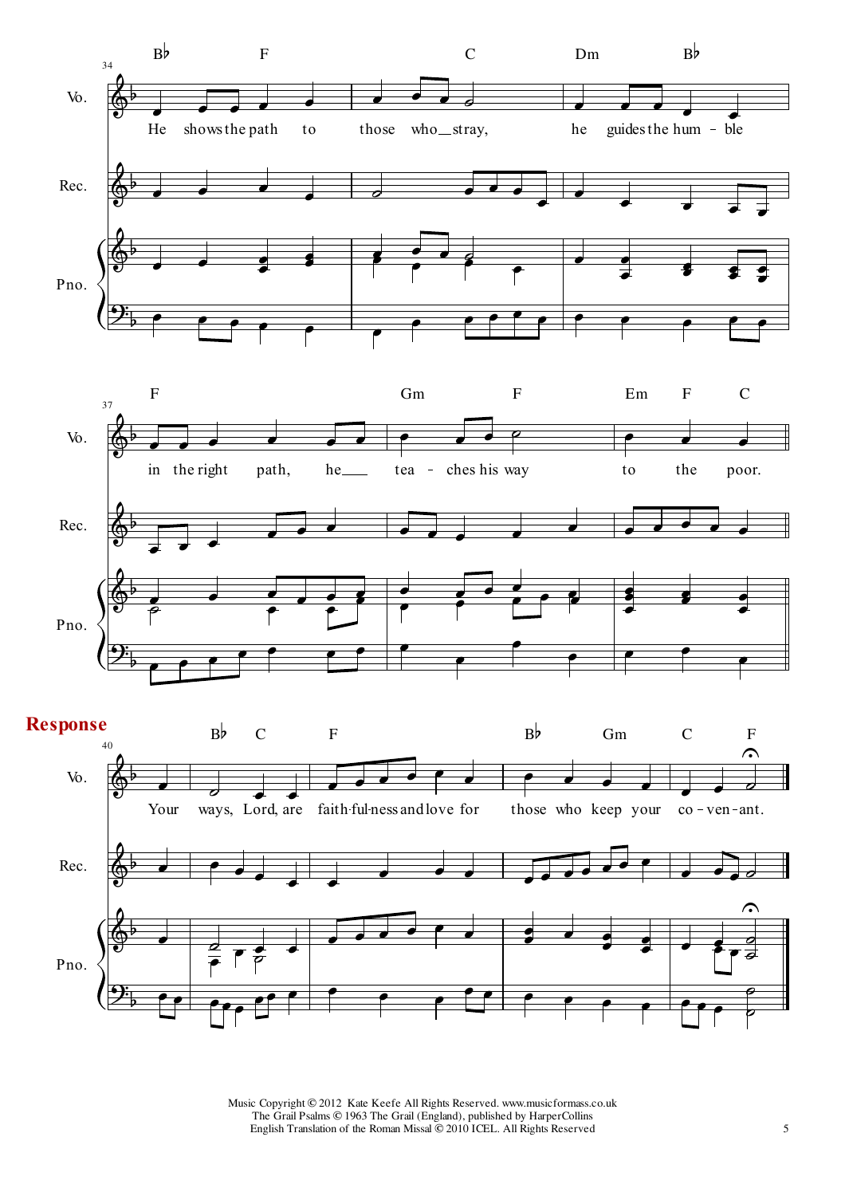## Response

Music Copyright © 2012 Kate Keefe All Rights Reserved. www.musicformass.co.uk
The Grail Psalms © 1963 The Grail (England), published by HarperCollins
English Translation of the Roman Missal © 2010 ICEL. All Rights Reserved